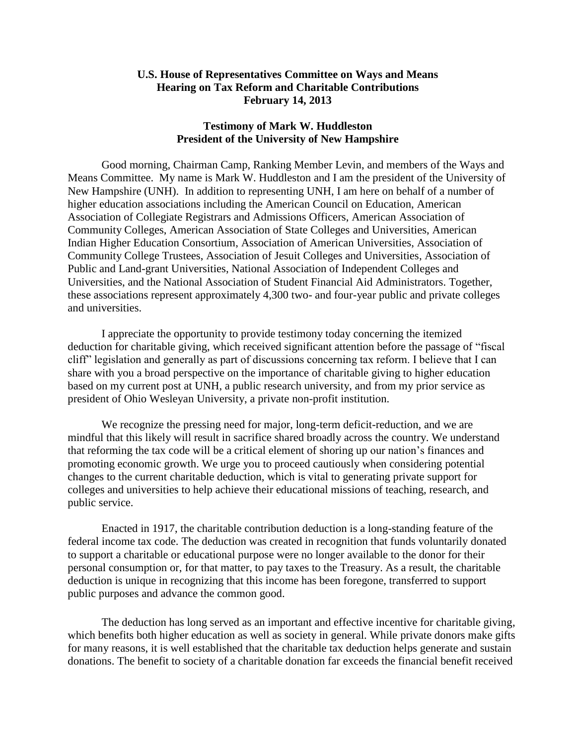**U.S. House of Representatives Committee on Ways and Means**
**Hearing on Tax Reform and Charitable Contributions**
**February 14, 2013**

**Testimony of Mark W. Huddleston**
**President of the University of New Hampshire**

Good morning, Chairman Camp, Ranking Member Levin, and members of the Ways and Means Committee. My name is Mark W. Huddleston and I am the president of the University of New Hampshire (UNH). In addition to representing UNH, I am here on behalf of a number of higher education associations including the American Council on Education, American Association of Collegiate Registrars and Admissions Officers, American Association of Community Colleges, American Association of State Colleges and Universities, American Indian Higher Education Consortium, Association of American Universities, Association of Community College Trustees, Association of Jesuit Colleges and Universities, Association of Public and Land-grant Universities, National Association of Independent Colleges and Universities, and the National Association of Student Financial Aid Administrators. Together, these associations represent approximately 4,300 two- and four-year public and private colleges and universities.

I appreciate the opportunity to provide testimony today concerning the itemized deduction for charitable giving, which received significant attention before the passage of "fiscal cliff" legislation and generally as part of discussions concerning tax reform. I believe that I can share with you a broad perspective on the importance of charitable giving to higher education based on my current post at UNH, a public research university, and from my prior service as president of Ohio Wesleyan University, a private non-profit institution.

We recognize the pressing need for major, long-term deficit-reduction, and we are mindful that this likely will result in sacrifice shared broadly across the country. We understand that reforming the tax code will be a critical element of shoring up our nation's finances and promoting economic growth. We urge you to proceed cautiously when considering potential changes to the current charitable deduction, which is vital to generating private support for colleges and universities to help achieve their educational missions of teaching, research, and public service.

Enacted in 1917, the charitable contribution deduction is a long-standing feature of the federal income tax code. The deduction was created in recognition that funds voluntarily donated to support a charitable or educational purpose were no longer available to the donor for their personal consumption or, for that matter, to pay taxes to the Treasury. As a result, the charitable deduction is unique in recognizing that this income has been foregone, transferred to support public purposes and advance the common good.

The deduction has long served as an important and effective incentive for charitable giving, which benefits both higher education as well as society in general. While private donors make gifts for many reasons, it is well established that the charitable tax deduction helps generate and sustain donations. The benefit to society of a charitable donation far exceeds the financial benefit received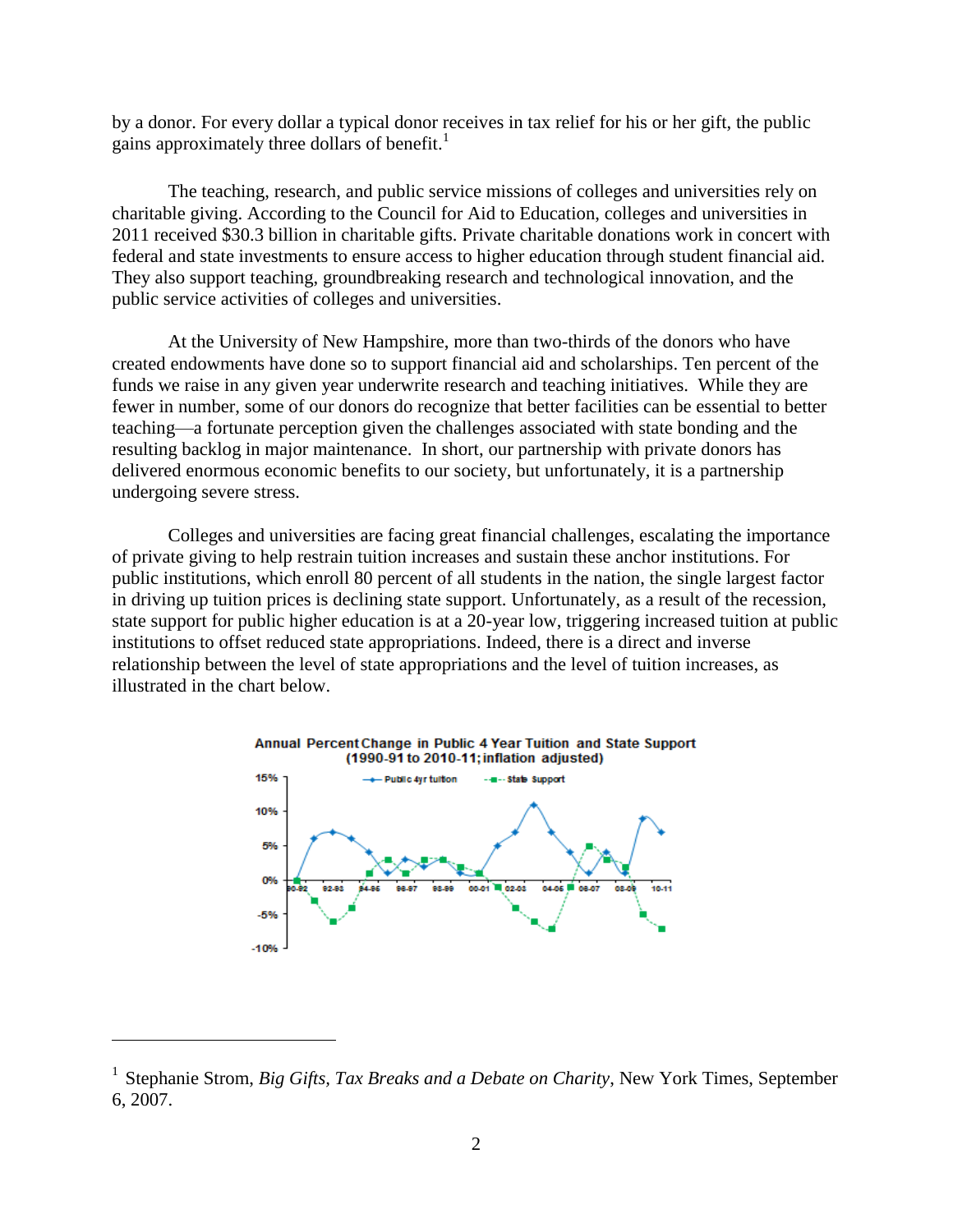by a donor. For every dollar a typical donor receives in tax relief for his or her gift, the public gains approximately three dollars of benefit.[1]

The teaching, research, and public service missions of colleges and universities rely on charitable giving. According to the Council for Aid to Education, colleges and universities in 2011 received $30.3 billion in charitable gifts. Private charitable donations work in concert with federal and state investments to ensure access to higher education through student financial aid. They also support teaching, groundbreaking research and technological innovation, and the public service activities of colleges and universities.

At the University of New Hampshire, more than two-thirds of the donors who have created endowments have done so to support financial aid and scholarships. Ten percent of the funds we raise in any given year underwrite research and teaching initiatives. While they are fewer in number, some of our donors do recognize that better facilities can be essential to better teaching—a fortunate perception given the challenges associated with state bonding and the resulting backlog in major maintenance. In short, our partnership with private donors has delivered enormous economic benefits to our society, but unfortunately, it is a partnership undergoing severe stress.

Colleges and universities are facing great financial challenges, escalating the importance of private giving to help restrain tuition increases and sustain these anchor institutions. For public institutions, which enroll 80 percent of all students in the nation, the single largest factor in driving up tuition prices is declining state support. Unfortunately, as a result of the recession, state support for public higher education is at a 20-year low, triggering increased tuition at public institutions to offset reduced state appropriations. Indeed, there is a direct and inverse relationship between the level of state appropriations and the level of tuition increases, as illustrated in the chart below.

**Annual Percent Change in Public 4 Year Tuition and State Support (1990-91 to 2010-11; inflation adjusted)**

---

[1] Stephanie Strom, *Big Gifts, Tax Breaks and a Debate on Charity*, New York Times, September 6, 2007.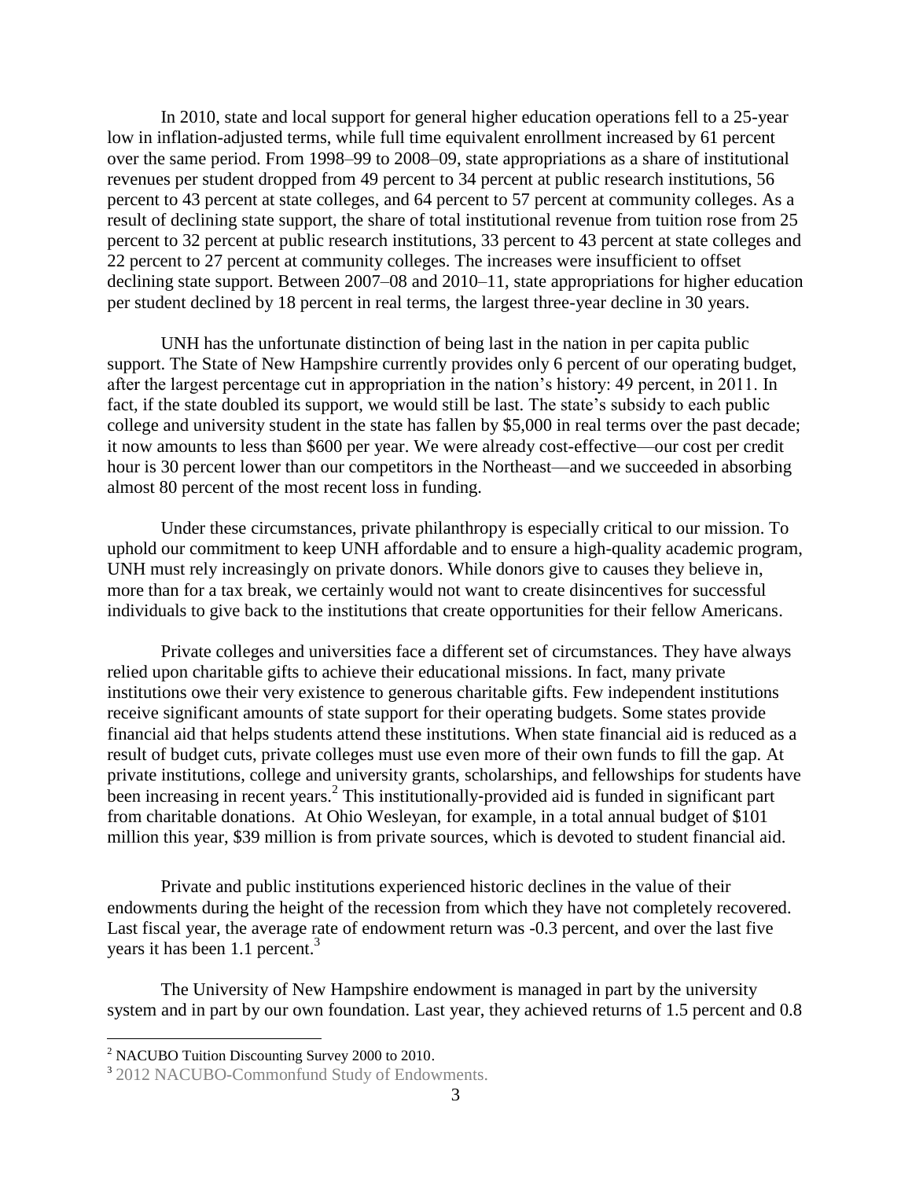In 2010, state and local support for general higher education operations fell to a 25-year low in inflation-adjusted terms, while full time equivalent enrollment increased by 61 percent over the same period. From 1998–99 to 2008–09, state appropriations as a share of institutional revenues per student dropped from 49 percent to 34 percent at public research institutions, 56 percent to 43 percent at state colleges, and 64 percent to 57 percent at community colleges. As a result of declining state support, the share of total institutional revenue from tuition rose from 25 percent to 32 percent at public research institutions, 33 percent to 43 percent at state colleges and 22 percent to 27 percent at community colleges. The increases were insufficient to offset declining state support. Between 2007–08 and 2010–11, state appropriations for higher education per student declined by 18 percent in real terms, the largest three-year decline in 30 years.

UNH has the unfortunate distinction of being last in the nation in per capita public support. The State of New Hampshire currently provides only 6 percent of our operating budget, after the largest percentage cut in appropriation in the nation's history: 49 percent, in 2011. In fact, if the state doubled its support, we would still be last. The state's subsidy to each public college and university student in the state has fallen by $5,000 in real terms over the past decade; it now amounts to less than $600 per year. We were already cost-effective—our cost per credit hour is 30 percent lower than our competitors in the Northeast—and we succeeded in absorbing almost 80 percent of the most recent loss in funding.

Under these circumstances, private philanthropy is especially critical to our mission. To uphold our commitment to keep UNH affordable and to ensure a high-quality academic program, UNH must rely increasingly on private donors. While donors give to causes they believe in, more than for a tax break, we certainly would not want to create disincentives for successful individuals to give back to the institutions that create opportunities for their fellow Americans.

Private colleges and universities face a different set of circumstances. They have always relied upon charitable gifts to achieve their educational missions. In fact, many private institutions owe their very existence to generous charitable gifts. Few independent institutions receive significant amounts of state support for their operating budgets. Some states provide financial aid that helps students attend these institutions. When state financial aid is reduced as a result of budget cuts, private colleges must use even more of their own funds to fill the gap. At private institutions, college and university grants, scholarships, and fellowships for students have been increasing in recent years.[2] This institutionally-provided aid is funded in significant part from charitable donations. At Ohio Wesleyan, for example, in a total annual budget of $101 million this year, $39 million is from private sources, which is devoted to student financial aid.

Private and public institutions experienced historic declines in the value of their endowments during the height of the recession from which they have not completely recovered. Last fiscal year, the average rate of endowment return was -0.3 percent, and over the last five years it has been 1.1 percent.[3]

The University of New Hampshire endowment is managed in part by the university system and in part by our own foundation. Last year, they achieved returns of 1.5 percent and 0.8

---

[2] NACUBO Tuition Discounting Survey 2000 to 2010.

[3] 2012 NACUBO-Commonfund Study of Endowments.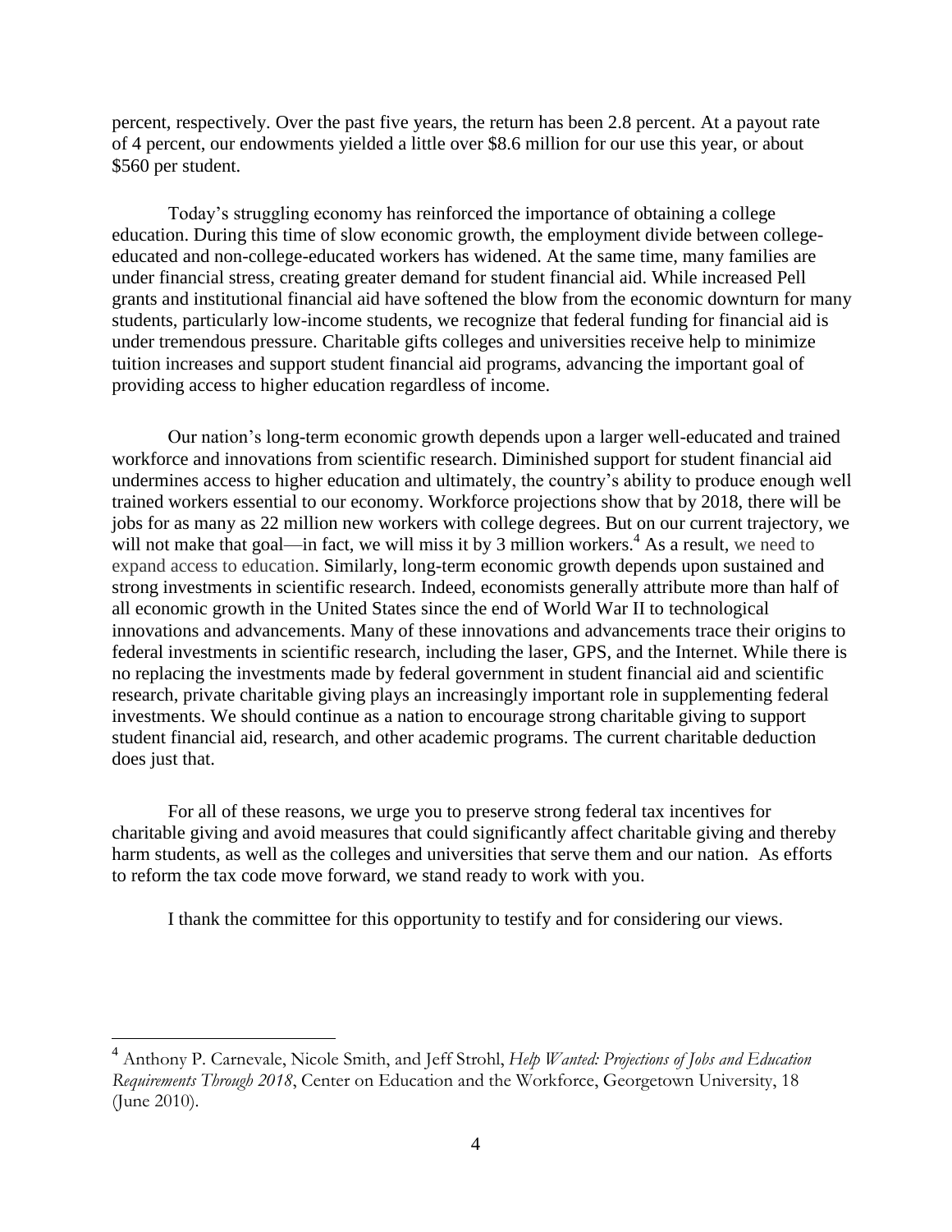percent, respectively. Over the past five years, the return has been 2.8 percent. At a payout rate of 4 percent, our endowments yielded a little over $8.6 million for our use this year, or about $560 per student.

Today's struggling economy has reinforced the importance of obtaining a college education. During this time of slow economic growth, the employment divide between college-educated and non-college-educated workers has widened. At the same time, many families are under financial stress, creating greater demand for student financial aid. While increased Pell grants and institutional financial aid have softened the blow from the economic downturn for many students, particularly low-income students, we recognize that federal funding for financial aid is under tremendous pressure. Charitable gifts colleges and universities receive help to minimize tuition increases and support student financial aid programs, advancing the important goal of providing access to higher education regardless of income.

Our nation's long-term economic growth depends upon a larger well-educated and trained workforce and innovations from scientific research. Diminished support for student financial aid undermines access to higher education and ultimately, the country's ability to produce enough well trained workers essential to our economy. Workforce projections show that by 2018, there will be jobs for as many as 22 million new workers with college degrees. But on our current trajectory, we will not make that goal—in fact, we will miss it by 3 million workers.[4] As a result, we need to expand access to education. Similarly, long-term economic growth depends upon sustained and strong investments in scientific research. Indeed, economists generally attribute more than half of all economic growth in the United States since the end of World War II to technological innovations and advancements. Many of these innovations and advancements trace their origins to federal investments in scientific research, including the laser, GPS, and the Internet. While there is no replacing the investments made by federal government in student financial aid and scientific research, private charitable giving plays an increasingly important role in supplementing federal investments. We should continue as a nation to encourage strong charitable giving to support student financial aid, research, and other academic programs. The current charitable deduction does just that.

For all of these reasons, we urge you to preserve strong federal tax incentives for charitable giving and avoid measures that could significantly affect charitable giving and thereby harm students, as well as the colleges and universities that serve them and our nation. As efforts to reform the tax code move forward, we stand ready to work with you.

I thank the committee for this opportunity to testify and for considering our views.

---

[4] Anthony P. Carnevale, Nicole Smith, and Jeff Strohl, *Help Wanted: Projections of Jobs and Education Requirements Through 2018*, Center on Education and the Workforce, Georgetown University, 18 (June 2010).